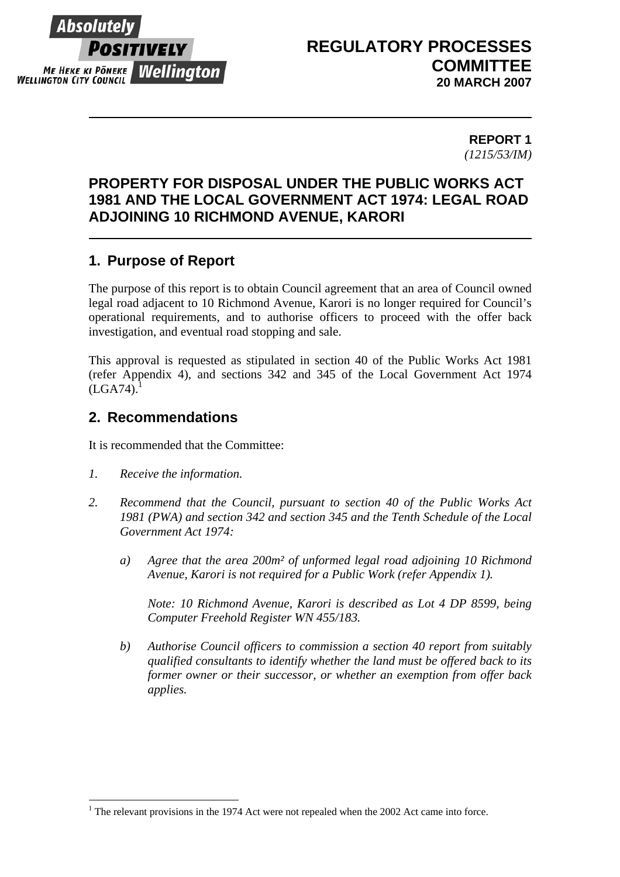Absolutely POSITIVELY Wellington
ME HEKE KI PŌNEKE
WELLINGTON CITY COUNCIL

**REGULATORY PROCESSES COMMITTEE**
**20 MARCH 2007**

---

**REPORT 1**
*(1215/53/IM)*

# PROPERTY FOR DISPOSAL UNDER THE PUBLIC WORKS ACT 1981 AND THE LOCAL GOVERNMENT ACT 1974: LEGAL ROAD ADJOINING 10 RICHMOND AVENUE, KARORI

---

## 1. Purpose of Report

The purpose of this report is to obtain Council agreement that an area of Council owned legal road adjacent to 10 Richmond Avenue, Karori is no longer required for Council's operational requirements, and to authorise officers to proceed with the offer back investigation, and eventual road stopping and sale.

This approval is requested as stipulated in section 40 of the Public Works Act 1981 (refer Appendix 4), and sections 342 and 345 of the Local Government Act 1974 (LGA74).[1]

## 2. Recommendations

It is recommended that the Committee:

1. *Receive the information.*

2. *Recommend that the Council, pursuant to section 40 of the Public Works Act 1981 (PWA) and section 342 and section 345 and the Tenth Schedule of the Local Government Act 1974:*

   a) *Agree that the area 200m² of unformed legal road adjoining 10 Richmond Avenue, Karori is not required for a Public Work (refer Appendix 1).*

      *Note: 10 Richmond Avenue, Karori is described as Lot 4 DP 8599, being Computer Freehold Register WN 455/183.*

   b) *Authorise Council officers to commission a section 40 report from suitably qualified consultants to identify whether the land must be offered back to its former owner or their successor, or whether an exemption from offer back applies.*

---

[1] The relevant provisions in the 1974 Act were not repealed when the 2002 Act came into force.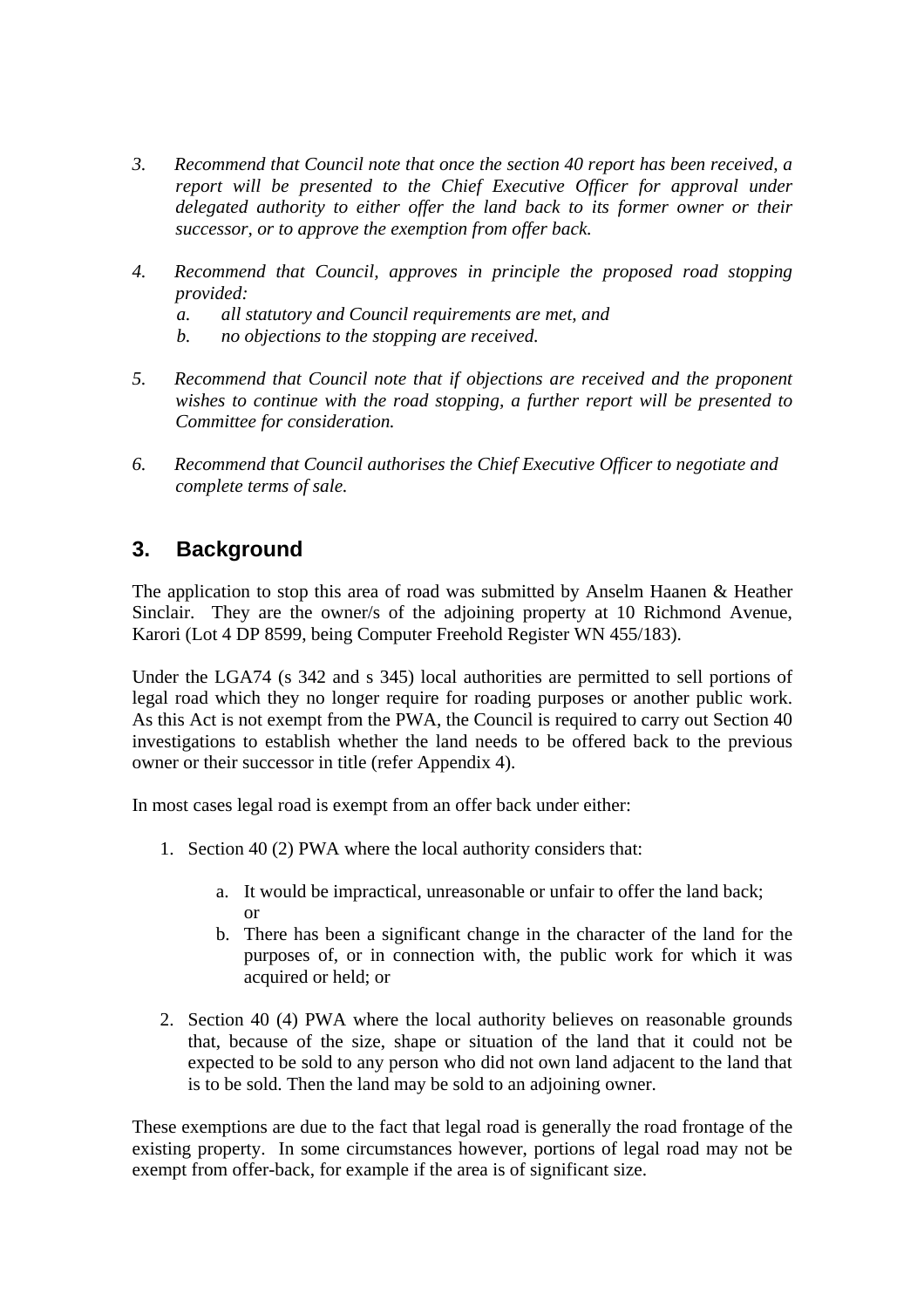3. *Recommend that Council note that once the section 40 report has been received, a report will be presented to the Chief Executive Officer for approval under delegated authority to either offer the land back to its former owner or their successor, or to approve the exemption from offer back.*

4. *Recommend that Council, approves in principle the proposed road stopping provided:*
   a. *all statutory and Council requirements are met, and*
   b. *no objections to the stopping are received.*

5. *Recommend that Council note that if objections are received and the proponent wishes to continue with the road stopping, a further report will be presented to Committee for consideration.*

6. *Recommend that Council authorises the Chief Executive Officer to negotiate and complete terms of sale.*

## 3. Background

The application to stop this area of road was submitted by Anselm Haanen & Heather Sinclair. They are the owner/s of the adjoining property at 10 Richmond Avenue, Karori (Lot 4 DP 8599, being Computer Freehold Register WN 455/183).

Under the LGA74 (s 342 and s 345) local authorities are permitted to sell portions of legal road which they no longer require for roading purposes or another public work. As this Act is not exempt from the PWA, the Council is required to carry out Section 40 investigations to establish whether the land needs to be offered back to the previous owner or their successor in title (refer Appendix 4).

In most cases legal road is exempt from an offer back under either:

1. Section 40 (2) PWA where the local authority considers that:
   a. It would be impractical, unreasonable or unfair to offer the land back; or
   b. There has been a significant change in the character of the land for the purposes of, or in connection with, the public work for which it was acquired or held; or

2. Section 40 (4) PWA where the local authority believes on reasonable grounds that, because of the size, shape or situation of the land that it could not be expected to be sold to any person who did not own land adjacent to the land that is to be sold. Then the land may be sold to an adjoining owner.

These exemptions are due to the fact that legal road is generally the road frontage of the existing property. In some circumstances however, portions of legal road may not be exempt from offer-back, for example if the area is of significant size.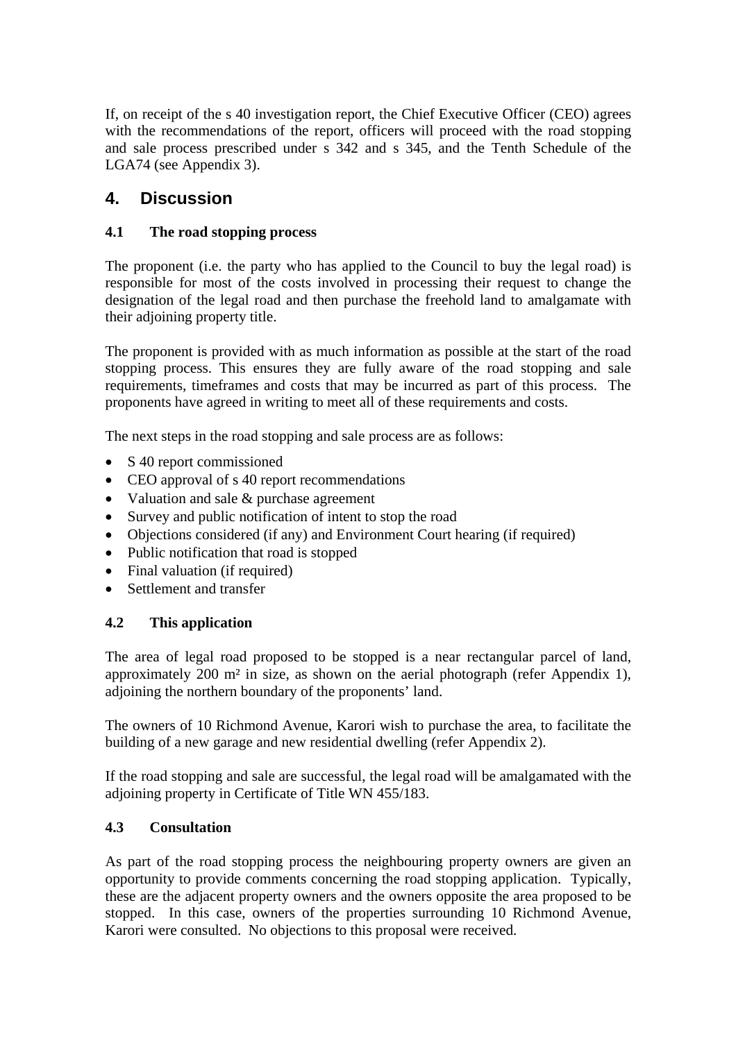If, on receipt of the s 40 investigation report, the Chief Executive Officer (CEO) agrees with the recommendations of the report, officers will proceed with the road stopping and sale process prescribed under s 342 and s 345, and the Tenth Schedule of the LGA74 (see Appendix 3).

## 4. Discussion

### 4.1 The road stopping process

The proponent (i.e. the party who has applied to the Council to buy the legal road) is responsible for most of the costs involved in processing their request to change the designation of the legal road and then purchase the freehold land to amalgamate with their adjoining property title.

The proponent is provided with as much information as possible at the start of the road stopping process. This ensures they are fully aware of the road stopping and sale requirements, timeframes and costs that may be incurred as part of this process. The proponents have agreed in writing to meet all of these requirements and costs.

The next steps in the road stopping and sale process are as follows:

- S 40 report commissioned
- CEO approval of s 40 report recommendations
- Valuation and sale & purchase agreement
- Survey and public notification of intent to stop the road
- Objections considered (if any) and Environment Court hearing (if required)
- Public notification that road is stopped
- Final valuation (if required)
- Settlement and transfer

### 4.2 This application

The area of legal road proposed to be stopped is a near rectangular parcel of land, approximately 200 m² in size, as shown on the aerial photograph (refer Appendix 1), adjoining the northern boundary of the proponents' land.

The owners of 10 Richmond Avenue, Karori wish to purchase the area, to facilitate the building of a new garage and new residential dwelling (refer Appendix 2).

If the road stopping and sale are successful, the legal road will be amalgamated with the adjoining property in Certificate of Title WN 455/183.

### 4.3 Consultation

As part of the road stopping process the neighbouring property owners are given an opportunity to provide comments concerning the road stopping application. Typically, these are the adjacent property owners and the owners opposite the area proposed to be stopped. In this case, owners of the properties surrounding 10 Richmond Avenue, Karori were consulted. No objections to this proposal were received.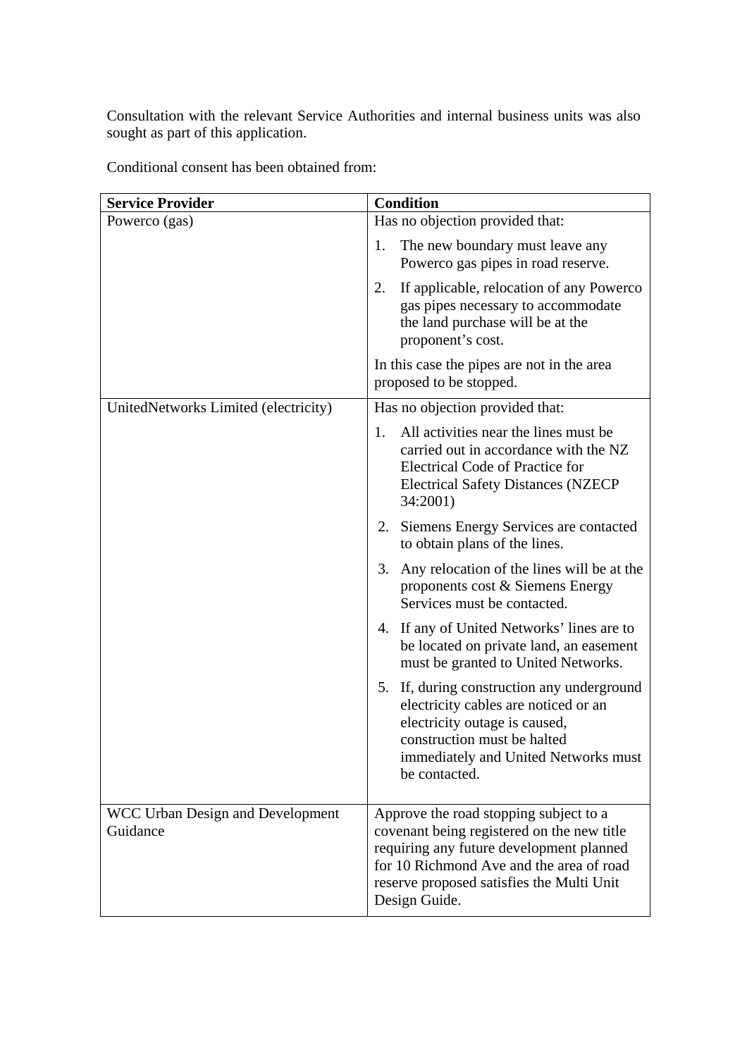Consultation with the relevant Service Authorities and internal business units was also sought as part of this application.

Conditional consent has been obtained from:

| Service Provider | Condition |
|---|---|
| Powerco (gas) | Has no objection provided that:<br><br>1. The new boundary must leave any Powerco gas pipes in road reserve.<br><br>2. If applicable, relocation of any Powerco gas pipes necessary to accommodate the land purchase will be at the proponent's cost.<br><br>In this case the pipes are not in the area proposed to be stopped. |
| UnitedNetworks Limited (electricity) | Has no objection provided that:<br><br>1. All activities near the lines must be carried out in accordance with the NZ Electrical Code of Practice for Electrical Safety Distances (NZECP 34:2001)<br><br>2. Siemens Energy Services are contacted to obtain plans of the lines.<br><br>3. Any relocation of the lines will be at the proponents cost & Siemens Energy Services must be contacted.<br><br>4. If any of United Networks' lines are to be located on private land, an easement must be granted to United Networks.<br><br>5. If, during construction any underground electricity cables are noticed or an electricity outage is caused, construction must be halted immediately and United Networks must be contacted. |
| WCC Urban Design and Development Guidance | Approve the road stopping subject to a covenant being registered on the new title requiring any future development planned for 10 Richmond Ave and the area of road reserve proposed satisfies the Multi Unit Design Guide. |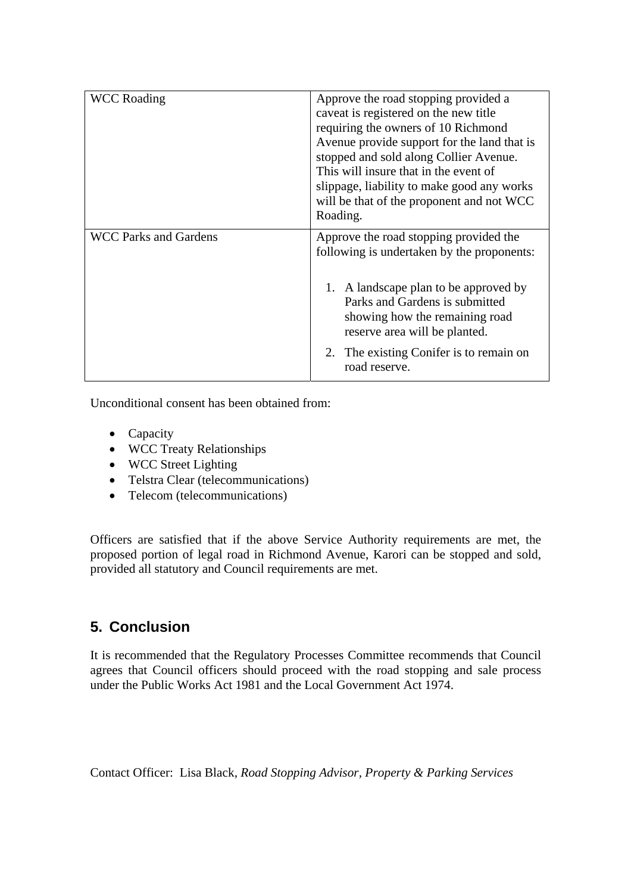| WCC Roading | Approve the road stopping provided a caveat is registered on the new title requiring the owners of 10 Richmond Avenue provide support for the land that is stopped and sold along Collier Avenue. This will insure that in the event of slippage, liability to make good any works will be that of the proponent and not WCC Roading. |
|---|---|
| WCC Parks and Gardens | Approve the road stopping provided the following is undertaken by the proponents:<br><br>1. A landscape plan to be approved by Parks and Gardens is submitted showing how the remaining road reserve area will be planted.<br>2. The existing Conifer is to remain on road reserve. |

Unconditional consent has been obtained from:

- Capacity
- WCC Treaty Relationships
- WCC Street Lighting
- Telstra Clear (telecommunications)
- Telecom (telecommunications)

Officers are satisfied that if the above Service Authority requirements are met, the proposed portion of legal road in Richmond Avenue, Karori can be stopped and sold, provided all statutory and Council requirements are met.

## 5. Conclusion

It is recommended that the Regulatory Processes Committee recommends that Council agrees that Council officers should proceed with the road stopping and sale process under the Public Works Act 1981 and the Local Government Act 1974.

Contact Officer: Lisa Black, *Road Stopping Advisor*, *Property & Parking Services*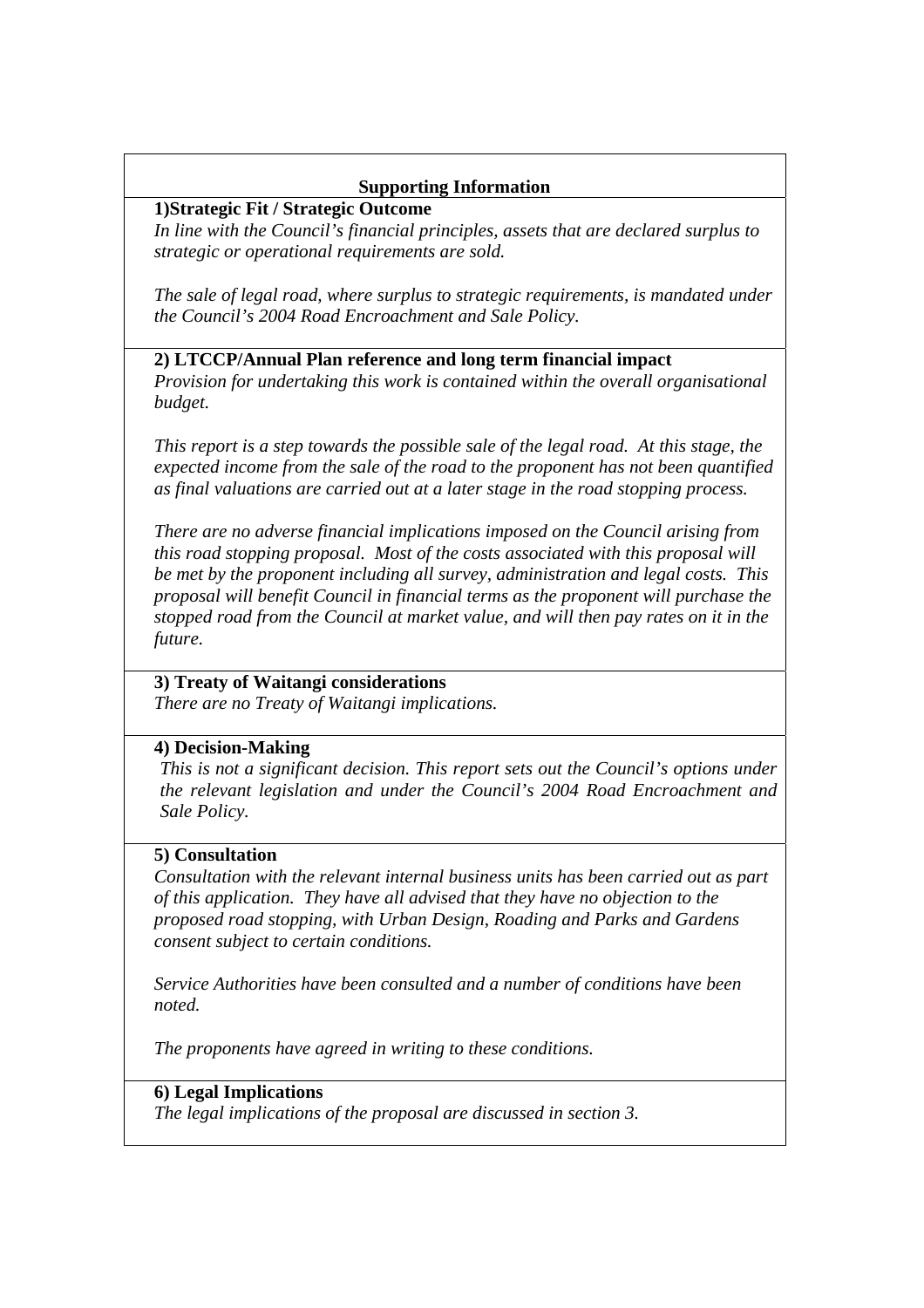## Supporting Information

**1)Strategic Fit / Strategic Outcome**

*In line with the Council's financial principles, assets that are declared surplus to strategic or operational requirements are sold.*

*The sale of legal road, where surplus to strategic requirements, is mandated under the Council's 2004 Road Encroachment and Sale Policy.*

**2) LTCCP/Annual Plan reference and long term financial impact**

*Provision for undertaking this work is contained within the overall organisational budget.*

*This report is a step towards the possible sale of the legal road. At this stage, the expected income from the sale of the road to the proponent has not been quantified as final valuations are carried out at a later stage in the road stopping process.*

*There are no adverse financial implications imposed on the Council arising from this road stopping proposal. Most of the costs associated with this proposal will be met by the proponent including all survey, administration and legal costs. This proposal will benefit Council in financial terms as the proponent will purchase the stopped road from the Council at market value, and will then pay rates on it in the future.*

**3) Treaty of Waitangi considerations**

*There are no Treaty of Waitangi implications.*

**4) Decision-Making**

*This is not a significant decision. This report sets out the Council's options under the relevant legislation and under the Council's 2004 Road Encroachment and Sale Policy.*

**5) Consultation**

*Consultation with the relevant internal business units has been carried out as part of this application. They have all advised that they have no objection to the proposed road stopping, with Urban Design, Roading and Parks and Gardens consent subject to certain conditions.*

*Service Authorities have been consulted and a number of conditions have been noted.*

*The proponents have agreed in writing to these conditions.*

**6) Legal Implications**

*The legal implications of the proposal are discussed in section 3.*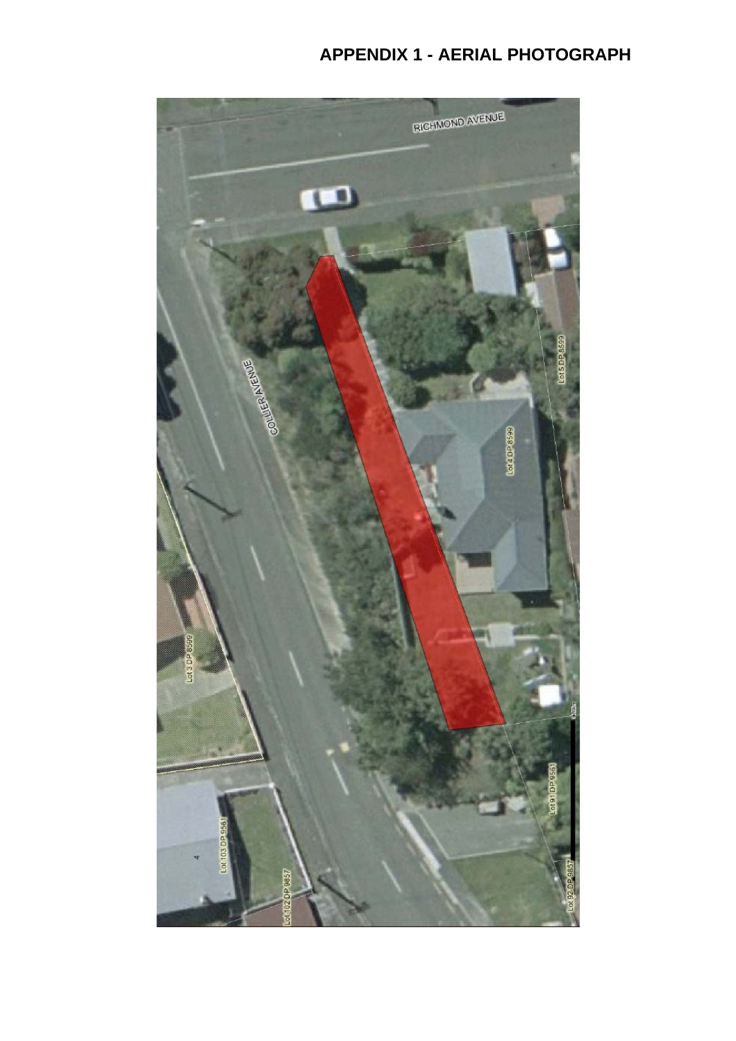# APPENDIX 1 - AERIAL PHOTOGRAPH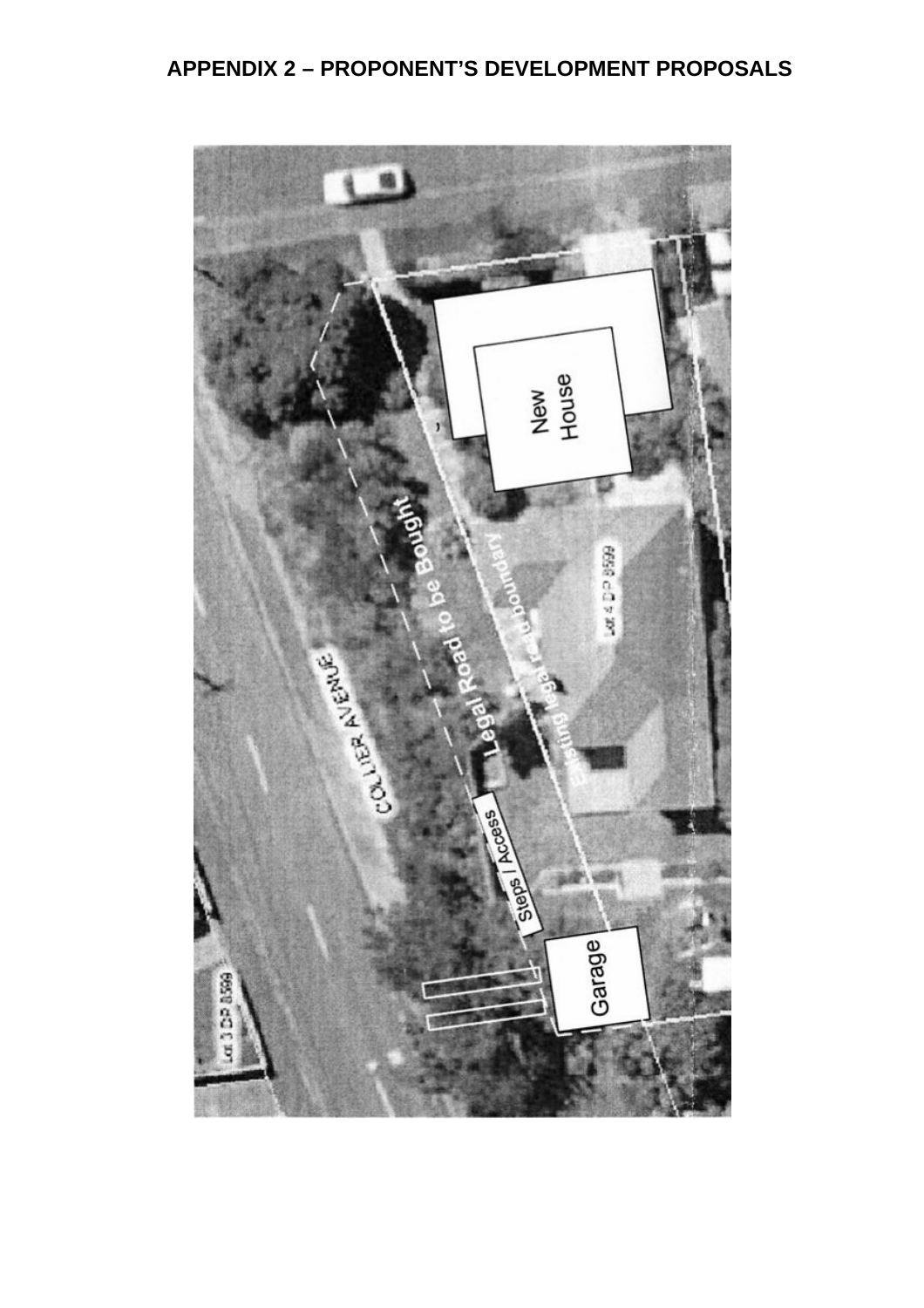## APPENDIX 2 – PROPONENT'S DEVELOPMENT PROPOSALS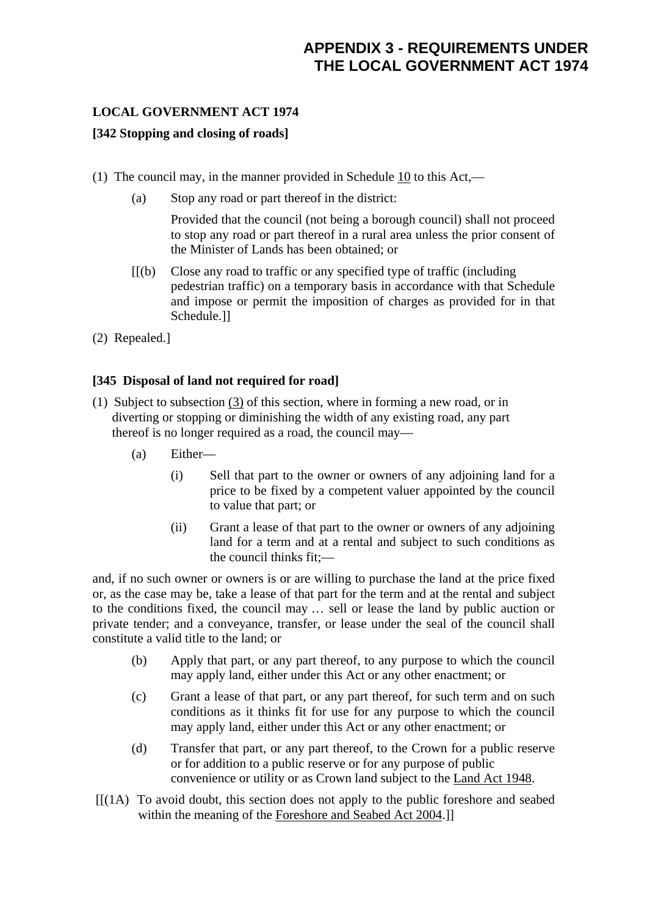# APPENDIX 3 - REQUIREMENTS UNDER THE LOCAL GOVERNMENT ACT 1974

**LOCAL GOVERNMENT ACT 1974**

**[342 Stopping and closing of roads]**

(1) The council may, in the manner provided in Schedule 10 to this Act,—

(a) Stop any road or part thereof in the district:

Provided that the council (not being a borough council) shall not proceed to stop any road or part thereof in a rural area unless the prior consent of the Minister of Lands has been obtained; or

[[(b) Close any road to traffic or any specified type of traffic (including pedestrian traffic) on a temporary basis in accordance with that Schedule and impose or permit the imposition of charges as provided for in that Schedule.]]

(2) Repealed.]

**[345 Disposal of land not required for road]**

(1) Subject to subsection (3) of this section, where in forming a new road, or in diverting or stopping or diminishing the width of any existing road, any part thereof is no longer required as a road, the council may—

(a) Either—

(i) Sell that part to the owner or owners of any adjoining land for a price to be fixed by a competent valuer appointed by the council to value that part; or

(ii) Grant a lease of that part to the owner or owners of any adjoining land for a term and at a rental and subject to such conditions as the council thinks fit;—

and, if no such owner or owners is or are willing to purchase the land at the price fixed or, as the case may be, take a lease of that part for the term and at the rental and subject to the conditions fixed, the council may … sell or lease the land by public auction or private tender; and a conveyance, transfer, or lease under the seal of the council shall constitute a valid title to the land; or

(b) Apply that part, or any part thereof, to any purpose to which the council may apply land, either under this Act or any other enactment; or

(c) Grant a lease of that part, or any part thereof, for such term and on such conditions as it thinks fit for use for any purpose to which the council may apply land, either under this Act or any other enactment; or

(d) Transfer that part, or any part thereof, to the Crown for a public reserve or for addition to a public reserve or for any purpose of public convenience or utility or as Crown land subject to the Land Act 1948.

[[(1A) To avoid doubt, this section does not apply to the public foreshore and seabed within the meaning of the Foreshore and Seabed Act 2004.]]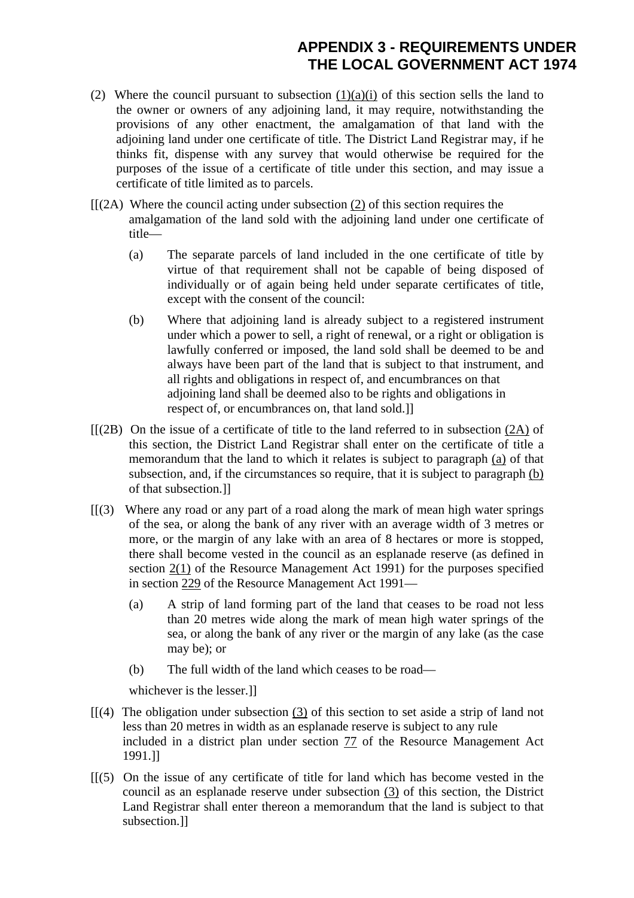(2) Where the council pursuant to subsection (1)(a)(i) of this section sells the land to the owner or owners of any adjoining land, it may require, notwithstanding the provisions of any other enactment, the amalgamation of that land with the adjoining land under one certificate of title. The District Land Registrar may, if he thinks fit, dispense with any survey that would otherwise be required for the purposes of the issue of a certificate of title under this section, and may issue a certificate of title limited as to parcels.

[[(2A) Where the council acting under subsection (2) of this section requires the amalgamation of the land sold with the adjoining land under one certificate of title—

(a) The separate parcels of land included in the one certificate of title by virtue of that requirement shall not be capable of being disposed of individually or of again being held under separate certificates of title, except with the consent of the council:

(b) Where that adjoining land is already subject to a registered instrument under which a power to sell, a right of renewal, or a right or obligation is lawfully conferred or imposed, the land sold shall be deemed to be and always have been part of the land that is subject to that instrument, and all rights and obligations in respect of, and encumbrances on that adjoining land shall be deemed also to be rights and obligations in respect of, or encumbrances on, that land sold.]]

[[(2B) On the issue of a certificate of title to the land referred to in subsection (2A) of this section, the District Land Registrar shall enter on the certificate of title a memorandum that the land to which it relates is subject to paragraph (a) of that subsection, and, if the circumstances so require, that it is subject to paragraph (b) of that subsection.]]

[[(3) Where any road or any part of a road along the mark of mean high water springs of the sea, or along the bank of any river with an average width of 3 metres or more, or the margin of any lake with an area of 8 hectares or more is stopped, there shall become vested in the council as an esplanade reserve (as defined in section 2(1) of the Resource Management Act 1991) for the purposes specified in section 229 of the Resource Management Act 1991—

(a) A strip of land forming part of the land that ceases to be road not less than 20 metres wide along the mark of mean high water springs of the sea, or along the bank of any river or the margin of any lake (as the case may be); or

(b) The full width of the land which ceases to be road—

whichever is the lesser.]]

[[(4) The obligation under subsection (3) of this section to set aside a strip of land not less than 20 metres in width as an esplanade reserve is subject to any rule included in a district plan under section 77 of the Resource Management Act 1991.]]

[[(5) On the issue of any certificate of title for land which has become vested in the council as an esplanade reserve under subsection (3) of this section, the District Land Registrar shall enter thereon a memorandum that the land is subject to that subsection.]]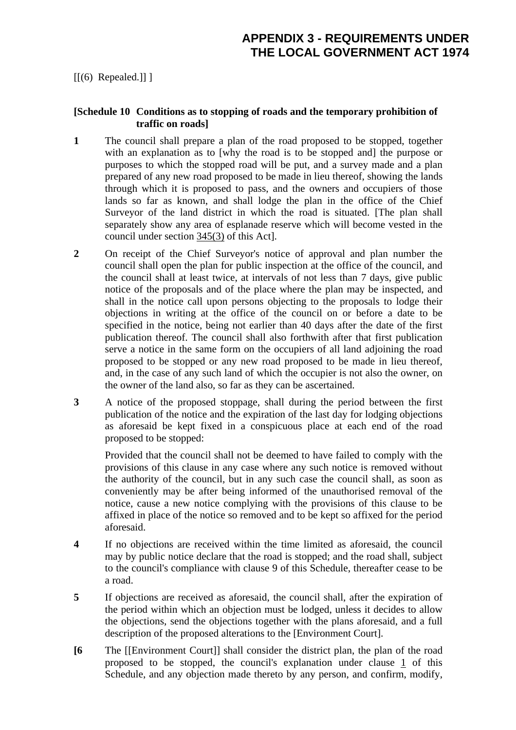[[(6) Repealed.]] ]

**[Schedule 10 Conditions as to stopping of roads and the temporary prohibition of traffic on roads]**

**1** The council shall prepare a plan of the road proposed to be stopped, together with an explanation as to [why the road is to be stopped and] the purpose or purposes to which the stopped road will be put, and a survey made and a plan prepared of any new road proposed to be made in lieu thereof, showing the lands through which it is proposed to pass, and the owners and occupiers of those lands so far as known, and shall lodge the plan in the office of the Chief Surveyor of the land district in which the road is situated. [The plan shall separately show any area of esplanade reserve which will become vested in the council under section 345(3) of this Act].

**2** On receipt of the Chief Surveyor's notice of approval and plan number the council shall open the plan for public inspection at the office of the council, and the council shall at least twice, at intervals of not less than 7 days, give public notice of the proposals and of the place where the plan may be inspected, and shall in the notice call upon persons objecting to the proposals to lodge their objections in writing at the office of the council on or before a date to be specified in the notice, being not earlier than 40 days after the date of the first publication thereof. The council shall also forthwith after that first publication serve a notice in the same form on the occupiers of all land adjoining the road proposed to be stopped or any new road proposed to be made in lieu thereof, and, in the case of any such land of which the occupier is not also the owner, on the owner of the land also, so far as they can be ascertained.

**3** A notice of the proposed stoppage, shall during the period between the first publication of the notice and the expiration of the last day for lodging objections as aforesaid be kept fixed in a conspicuous place at each end of the road proposed to be stopped:

Provided that the council shall not be deemed to have failed to comply with the provisions of this clause in any case where any such notice is removed without the authority of the council, but in any such case the council shall, as soon as conveniently may be after being informed of the unauthorised removal of the notice, cause a new notice complying with the provisions of this clause to be affixed in place of the notice so removed and to be kept so affixed for the period aforesaid.

**4** If no objections are received within the time limited as aforesaid, the council may by public notice declare that the road is stopped; and the road shall, subject to the council's compliance with clause 9 of this Schedule, thereafter cease to be a road.

**5** If objections are received as aforesaid, the council shall, after the expiration of the period within which an objection must be lodged, unless it decides to allow the objections, send the objections together with the plans aforesaid, and a full description of the proposed alterations to the [Environment Court].

**[6** The [[Environment Court]] shall consider the district plan, the plan of the road proposed to be stopped, the council's explanation under clause 1 of this Schedule, and any objection made thereto by any person, and confirm, modify,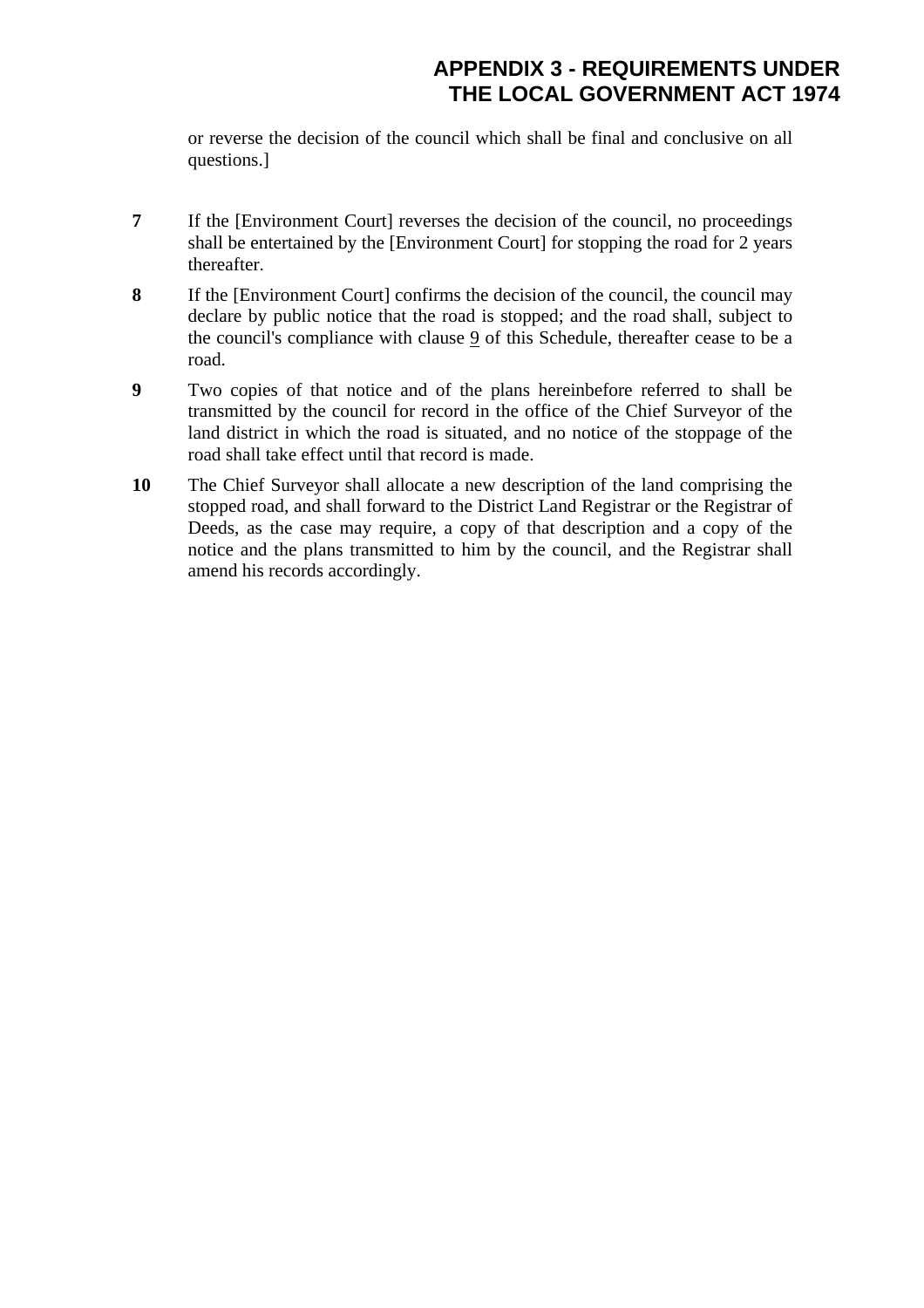or reverse the decision of the council which shall be final and conclusive on all questions.]

**7** If the [Environment Court] reverses the decision of the council, no proceedings shall be entertained by the [Environment Court] for stopping the road for 2 years thereafter.

**8** If the [Environment Court] confirms the decision of the council, the council may declare by public notice that the road is stopped; and the road shall, subject to the council's compliance with clause 9 of this Schedule, thereafter cease to be a road.

**9** Two copies of that notice and of the plans hereinbefore referred to shall be transmitted by the council for record in the office of the Chief Surveyor of the land district in which the road is situated, and no notice of the stoppage of the road shall take effect until that record is made.

**10** The Chief Surveyor shall allocate a new description of the land comprising the stopped road, and shall forward to the District Land Registrar or the Registrar of Deeds, as the case may require, a copy of that description and a copy of the notice and the plans transmitted to him by the council, and the Registrar shall amend his records accordingly.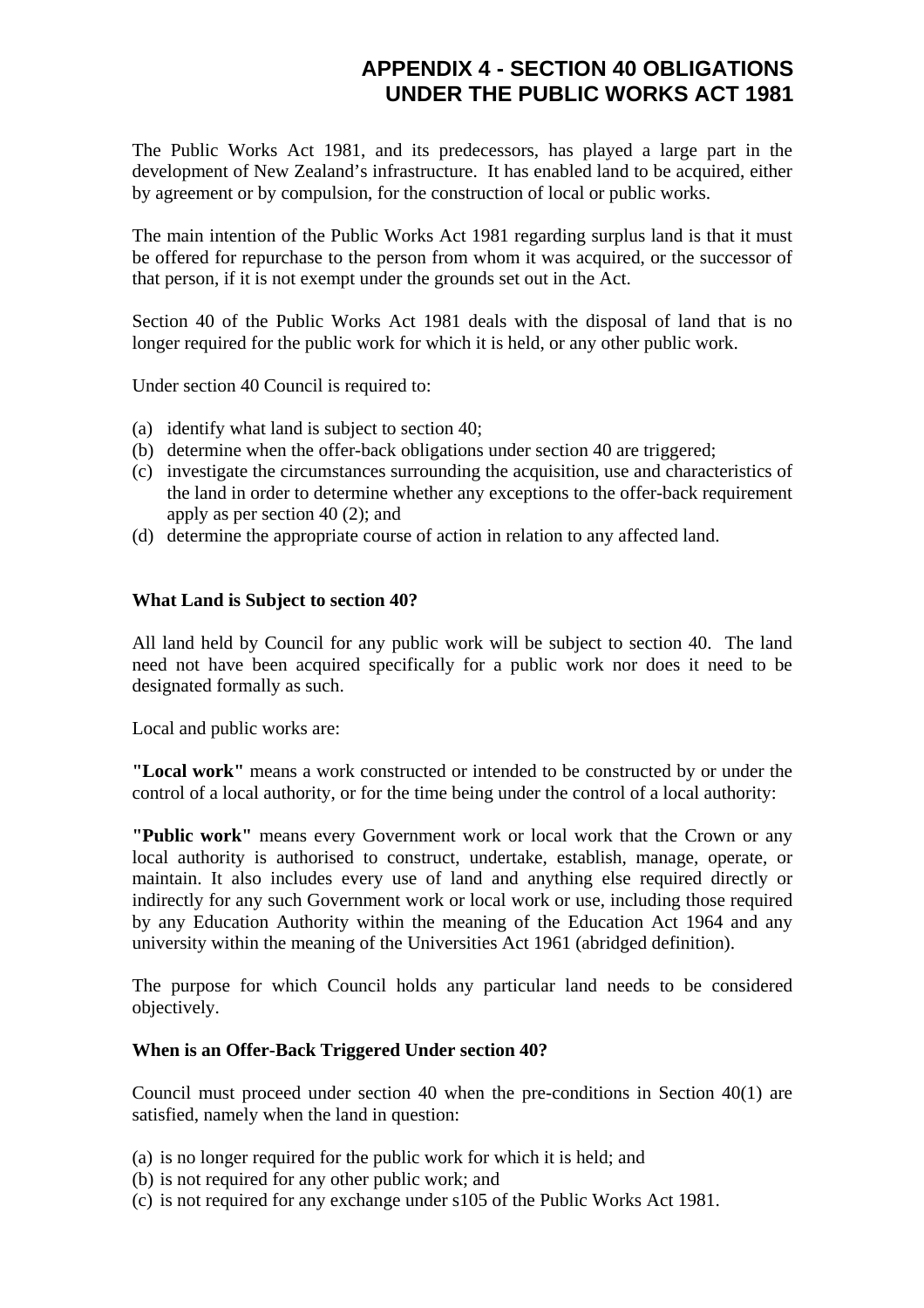# APPENDIX 4 - SECTION 40 OBLIGATIONS UNDER THE PUBLIC WORKS ACT 1981

The Public Works Act 1981, and its predecessors, has played a large part in the development of New Zealand's infrastructure. It has enabled land to be acquired, either by agreement or by compulsion, for the construction of local or public works.

The main intention of the Public Works Act 1981 regarding surplus land is that it must be offered for repurchase to the person from whom it was acquired, or the successor of that person, if it is not exempt under the grounds set out in the Act.

Section 40 of the Public Works Act 1981 deals with the disposal of land that is no longer required for the public work for which it is held, or any other public work.

Under section 40 Council is required to:

(a) identify what land is subject to section 40;
(b) determine when the offer-back obligations under section 40 are triggered;
(c) investigate the circumstances surrounding the acquisition, use and characteristics of the land in order to determine whether any exceptions to the offer-back requirement apply as per section 40 (2); and
(d) determine the appropriate course of action in relation to any affected land.

**What Land is Subject to section 40?**

All land held by Council for any public work will be subject to section 40. The land need not have been acquired specifically for a public work nor does it need to be designated formally as such.

Local and public works are:

**"Local work"** means a work constructed or intended to be constructed by or under the control of a local authority, or for the time being under the control of a local authority:

**"Public work"** means every Government work or local work that the Crown or any local authority is authorised to construct, undertake, establish, manage, operate, or maintain. It also includes every use of land and anything else required directly or indirectly for any such Government work or local work or use, including those required by any Education Authority within the meaning of the Education Act 1964 and any university within the meaning of the Universities Act 1961 (abridged definition).

The purpose for which Council holds any particular land needs to be considered objectively.

**When is an Offer-Back Triggered Under section 40?**

Council must proceed under section 40 when the pre-conditions in Section 40(1) are satisfied, namely when the land in question:

(a) is no longer required for the public work for which it is held; and
(b) is not required for any other public work; and
(c) is not required for any exchange under s105 of the Public Works Act 1981.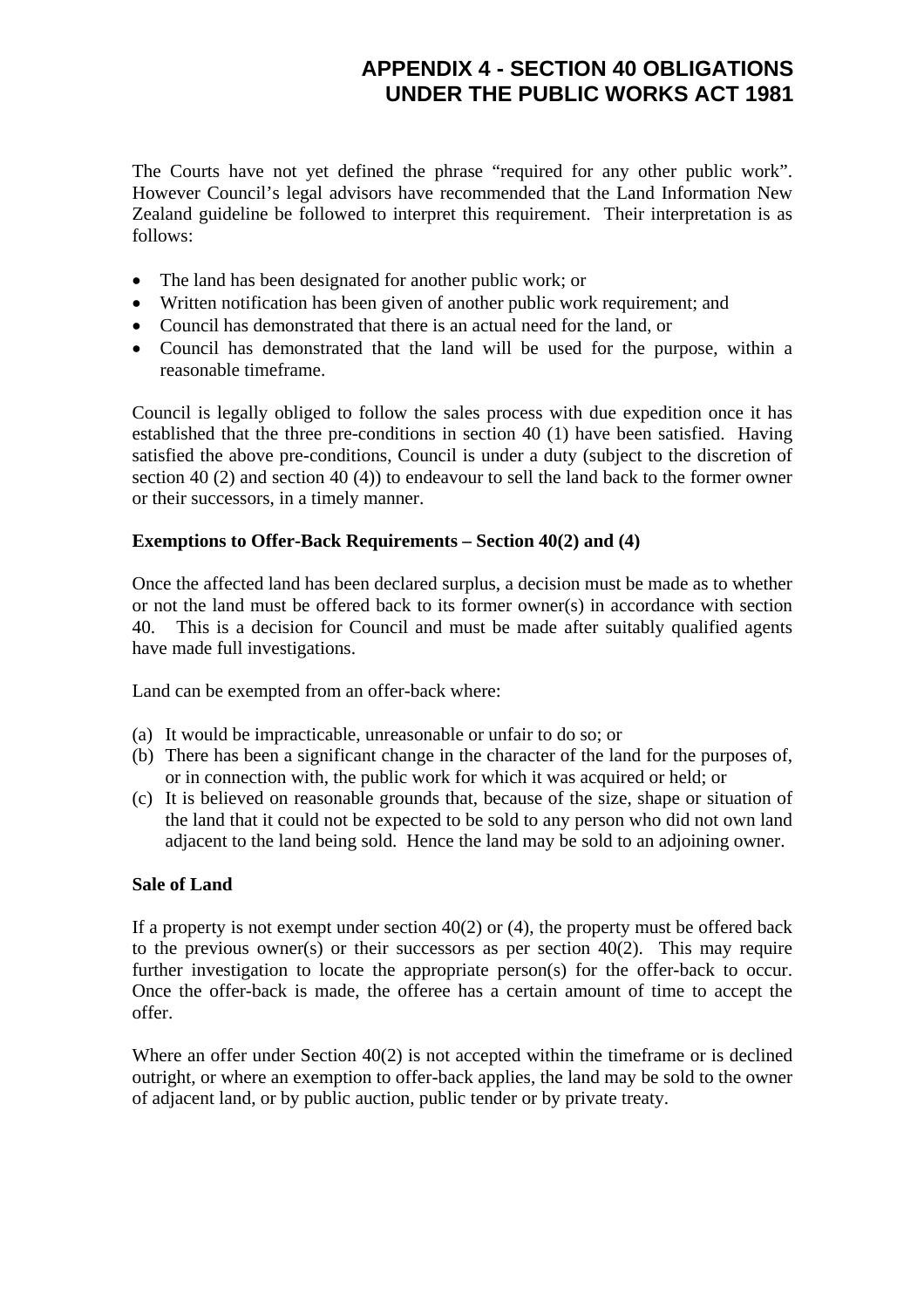# APPENDIX 4 - SECTION 40 OBLIGATIONS UNDER THE PUBLIC WORKS ACT 1981

The Courts have not yet defined the phrase "required for any other public work". However Council's legal advisors have recommended that the Land Information New Zealand guideline be followed to interpret this requirement. Their interpretation is as follows:

- The land has been designated for another public work; or
- Written notification has been given of another public work requirement; and
- Council has demonstrated that there is an actual need for the land, or
- Council has demonstrated that the land will be used for the purpose, within a reasonable timeframe.

Council is legally obliged to follow the sales process with due expedition once it has established that the three pre-conditions in section 40 (1) have been satisfied. Having satisfied the above pre-conditions, Council is under a duty (subject to the discretion of section 40 (2) and section 40 (4)) to endeavour to sell the land back to the former owner or their successors, in a timely manner.

**Exemptions to Offer-Back Requirements – Section 40(2) and (4)**

Once the affected land has been declared surplus, a decision must be made as to whether or not the land must be offered back to its former owner(s) in accordance with section 40. This is a decision for Council and must be made after suitably qualified agents have made full investigations.

Land can be exempted from an offer-back where:

(a) It would be impracticable, unreasonable or unfair to do so; or
(b) There has been a significant change in the character of the land for the purposes of, or in connection with, the public work for which it was acquired or held; or
(c) It is believed on reasonable grounds that, because of the size, shape or situation of the land that it could not be expected to be sold to any person who did not own land adjacent to the land being sold. Hence the land may be sold to an adjoining owner.

**Sale of Land**

If a property is not exempt under section 40(2) or (4), the property must be offered back to the previous owner(s) or their successors as per section 40(2). This may require further investigation to locate the appropriate person(s) for the offer-back to occur. Once the offer-back is made, the offeree has a certain amount of time to accept the offer.

Where an offer under Section 40(2) is not accepted within the timeframe or is declined outright, or where an exemption to offer-back applies, the land may be sold to the owner of adjacent land, or by public auction, public tender or by private treaty.